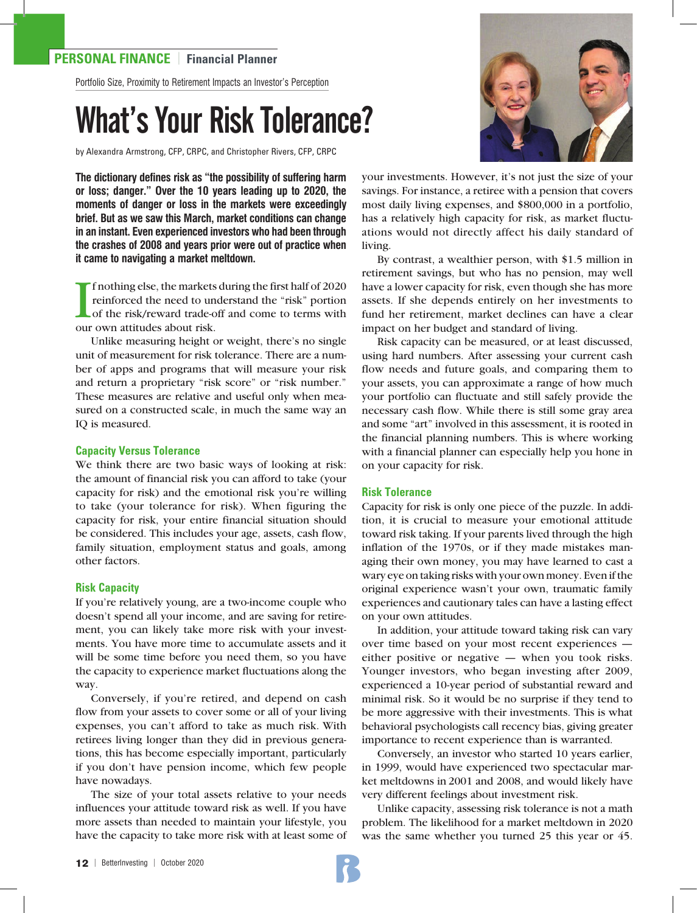PERSONAL FINANCE | Financial Planner

Portfolio Size, Proximity to Retirement Impacts an Investor's Perception

# What's Your Risk Tolerance?

by Alexandra Armstrong, CFP, CRPC, and Christopher Rivers, CFP, CRPC

**The dictionary defines risk as "the possibility of suffering harm or loss; danger." Over the 10 years leading up to 2020, the moments of danger or loss in the markets were exceedingly brief. But as we saw this March, market conditions can change in an instant. Even experienced investors who had been through the crashes of 2008 and years prior were out of practice when it came to navigating a market meltdown.**

If nothing else, the markets during the first half of 2020 reinforced the need to understand the "risk" portion of the risk/reward trade-off and come to terms with our own attitudes about risk.

Unlike measuring height or weight, there's no single unit of measurement for risk tolerance. There are a number of apps and programs that will measure your risk and return a proprietary "risk score" or "risk number." These measures are relative and useful only when measured on a constructed scale, in much the same way an IQ is measured.

## Capacity Versus Tolerance

We think there are two basic ways of looking at risk: the amount of financial risk you can afford to take (your capacity for risk) and the emotional risk you're willing to take (your tolerance for risk). When figuring the capacity for risk, your entire financial situation should be considered. This includes your age, assets, cash flow, family situation, employment status and goals, among other factors.

## Risk Capacity

If you're relatively young, are a two-income couple who doesn't spend all your income, and are saving for retirement, you can likely take more risk with your investments. You have more time to accumulate assets and it will be some time before you need them, so you have the capacity to experience market fluctuations along the way.

Conversely, if you're retired, and depend on cash flow from your assets to cover some or all of your living expenses, you can't afford to take as much risk. With retirees living longer than they did in previous generations, this has become especially important, particularly if you don't have pension income, which few people have nowadays.

The size of your total assets relative to your needs influences your attitude toward risk as well. If you have more assets than needed to maintain your lifestyle, you have the capacity to take more risk with at least some of your investments. However, it's not just the size of your savings. For instance, a retiree with a pension that covers most daily living expenses, and $800,000 in a portfolio, has a relatively high capacity for risk, as market fluctuations would not directly affect his daily standard of living.

By contrast, a wealthier person, with $1.5 million in retirement savings, but who has no pension, may well have a lower capacity for risk, even though she has more assets. If she depends entirely on her investments to fund her retirement, market declines can have a clear impact on her budget and standard of living.

Risk capacity can be measured, or at least discussed, using hard numbers. After assessing your current cash flow needs and future goals, and comparing them to your assets, you can approximate a range of how much your portfolio can fluctuate and still safely provide the necessary cash flow. While there is still some gray area and some "art" involved in this assessment, it is rooted in the financial planning numbers. This is where working with a financial planner can especially help you hone in on your capacity for risk.

## Risk Tolerance

Capacity for risk is only one piece of the puzzle. In addition, it is crucial to measure your emotional attitude toward risk taking. If your parents lived through the high inflation of the 1970s, or if they made mistakes managing their own money, you may have learned to cast a wary eye on taking risks with your own money. Even if the original experience wasn't your own, traumatic family experiences and cautionary tales can have a lasting effect on your own attitudes.

In addition, your attitude toward taking risk can vary over time based on your most recent experiences — either positive or negative — when you took risks. Younger investors, who began investing after 2009, experienced a 10-year period of substantial reward and minimal risk. So it would be no surprise if they tend to be more aggressive with their investments. This is what behavioral psychologists call recency bias, giving greater importance to recent experience than is warranted.

Conversely, an investor who started 10 years earlier, in 1999, would have experienced two spectacular market meltdowns in 2001 and 2008, and would likely have very different feelings about investment risk.

Unlike capacity, assessing risk tolerance is not a math problem. The likelihood for a market meltdown in 2020 was the same whether you turned 25 this year or 45.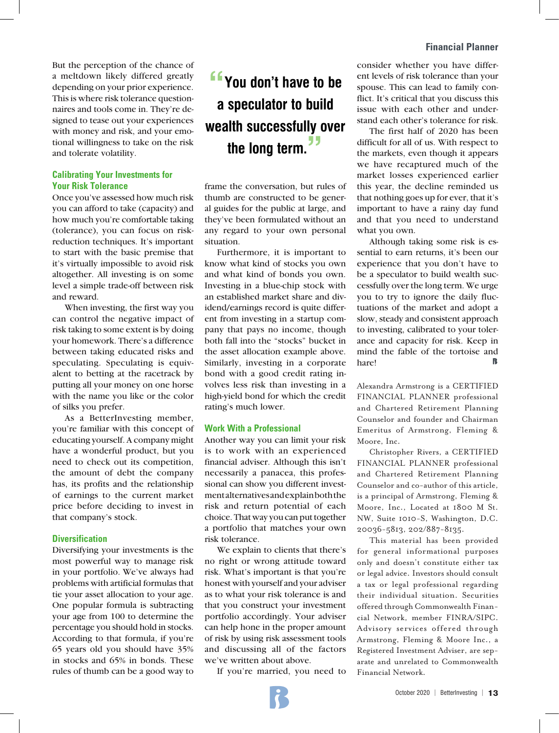But the perception of the chance of a meltdown likely differed greatly depending on your prior experience. This is where risk tolerance questionnaires and tools come in. They're designed to tease out your experiences with money and risk, and your emotional willingness to take on the risk and tolerate volatility.

### Calibrating Your Investments for Your Risk Tolerance

Once you've assessed how much risk you can afford to take (capacity) and how much you're comfortable taking (tolerance), you can focus on risk-reduction techniques. It's important to start with the basic premise that it's virtually impossible to avoid risk altogether. All investing is on some level a simple trade-off between risk and reward.

When investing, the first way you can control the negative impact of risk taking to some extent is by doing your homework. There's a difference between taking educated risks and speculating. Speculating is equivalent to betting at the racetrack by putting all your money on one horse with the name you like or the color of silks you prefer.

As a BetterInvesting member, you're familiar with this concept of educating yourself. A company might have a wonderful product, but you need to check out its competition, the amount of debt the company has, its profits and the relationship of earnings to the current market price before deciding to invest in that company's stock.

### Diversification

Diversifying your investments is the most powerful way to manage risk in your portfolio. We've always had problems with artificial formulas that tie your asset allocation to your age. One popular formula is subtracting your age from 100 to determine the percentage you should hold in stocks. According to that formula, if you're 65 years old you should have 35% in stocks and 65% in bonds. These rules of thumb can be a good way to frame the conversation, but rules of thumb are constructed to be general guides for the public at large, and they've been formulated without an any regard to your own personal situation.

> "You don't have to be a speculator to build wealth successfully over the long term."

Furthermore, it is important to know what kind of stocks you own and what kind of bonds you own. Investing in a blue-chip stock with an established market share and dividend/earnings record is quite different from investing in a startup company that pays no income, though both fall into the "stocks" bucket in the asset allocation example above. Similarly, investing in a corporate bond with a good credit rating involves less risk than investing in a high-yield bond for which the credit rating's much lower.

### Work With a Professional

Another way you can limit your risk is to work with an experienced financial adviser. Although this isn't necessarily a panacea, this professional can show you different investment alternatives and explain both the risk and return potential of each choice. That way you can put together a portfolio that matches your own risk tolerance.

We explain to clients that there's no right or wrong attitude toward risk. What's important is that you're honest with yourself and your adviser as to what your risk tolerance is and that you construct your investment portfolio accordingly. Your adviser can help hone in the proper amount of risk by using risk assessment tools and discussing all of the factors we've written about above.

If you're married, you need to consider whether you have different levels of risk tolerance than your spouse. This can lead to family conflict. It's critical that you discuss this issue with each other and understand each other's tolerance for risk.

The first half of 2020 has been difficult for all of us. With respect to the markets, even though it appears we have recaptured much of the market losses experienced earlier this year, the decline reminded us that nothing goes up for ever, that it's important to have a rainy day fund and that you need to understand what you own.

Although taking some risk is essential to earn returns, it's been our experience that you don't have to be a speculator to build wealth successfully over the long term. We urge you to try to ignore the daily fluctuations of the market and adopt a slow, steady and consistent approach to investing, calibrated to your tolerance and capacity for risk. Keep in mind the fable of the tortoise and hare!

Alexandra Armstrong is a CERTIFIED FINANCIAL PLANNER professional and Chartered Retirement Planning Counselor and founder and Chairman Emeritus of Armstrong, Fleming & Moore, Inc.

Christopher Rivers, a CERTIFIED FINANCIAL PLANNER professional and Chartered Retirement Planning Counselor and co-author of this article, is a principal of Armstrong, Fleming & Moore, Inc., Located at 1800 M St. NW, Suite 1010-S, Washington, D.C. 20036-5813, 202/887-8135.

This material has been provided for general informational purposes only and doesn't constitute either tax or legal advice. Investors should consult a tax or legal professional regarding their individual situation. Securities offered through Commonwealth Financial Network, member FINRA/SIPC. Advisory services offered through Armstrong, Fleming & Moore Inc., a Registered Investment Adviser, are separate and unrelated to Commonwealth Financial Network.